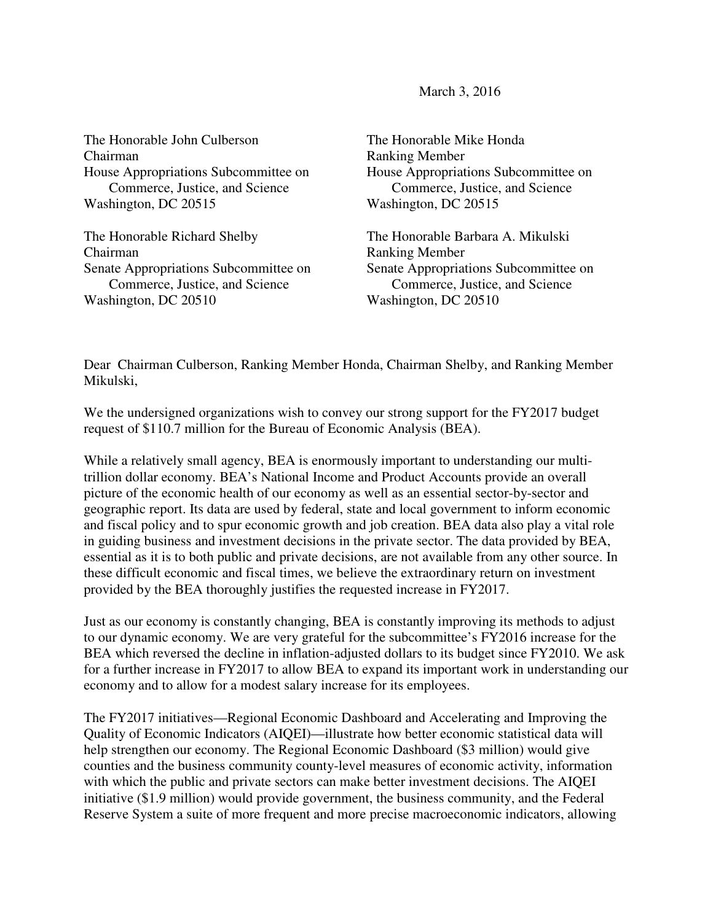March 3, 2016

The Honorable John Culberson
Chairman
House Appropriations Subcommittee on Commerce, Justice, and Science
Washington, DC 20515

The Honorable Mike Honda
Ranking Member
House Appropriations Subcommittee on Commerce, Justice, and Science
Washington, DC 20515

The Honorable Richard Shelby
Chairman
Senate Appropriations Subcommittee on Commerce, Justice, and Science
Washington, DC 20510

The Honorable Barbara A. Mikulski
Ranking Member
Senate Appropriations Subcommittee on Commerce, Justice, and Science
Washington, DC 20510

Dear Chairman Culberson, Ranking Member Honda, Chairman Shelby, and Ranking Member Mikulski,

We the undersigned organizations wish to convey our strong support for the FY2017 budget request of $110.7 million for the Bureau of Economic Analysis (BEA).

While a relatively small agency, BEA is enormously important to understanding our multi-trillion dollar economy. BEA's National Income and Product Accounts provide an overall picture of the economic health of our economy as well as an essential sector-by-sector and geographic report. Its data are used by federal, state and local government to inform economic and fiscal policy and to spur economic growth and job creation. BEA data also play a vital role in guiding business and investment decisions in the private sector. The data provided by BEA, essential as it is to both public and private decisions, are not available from any other source. In these difficult economic and fiscal times, we believe the extraordinary return on investment provided by the BEA thoroughly justifies the requested increase in FY2017.

Just as our economy is constantly changing, BEA is constantly improving its methods to adjust to our dynamic economy. We are very grateful for the subcommittee's FY2016 increase for the BEA which reversed the decline in inflation-adjusted dollars to its budget since FY2010. We ask for a further increase in FY2017 to allow BEA to expand its important work in understanding our economy and to allow for a modest salary increase for its employees.

The FY2017 initiatives—Regional Economic Dashboard and Accelerating and Improving the Quality of Economic Indicators (AIQEI)—illustrate how better economic statistical data will help strengthen our economy. The Regional Economic Dashboard ($3 million) would give counties and the business community county-level measures of economic activity, information with which the public and private sectors can make better investment decisions. The AIQEI initiative ($1.9 million) would provide government, the business community, and the Federal Reserve System a suite of more frequent and more precise macroeconomic indicators, allowing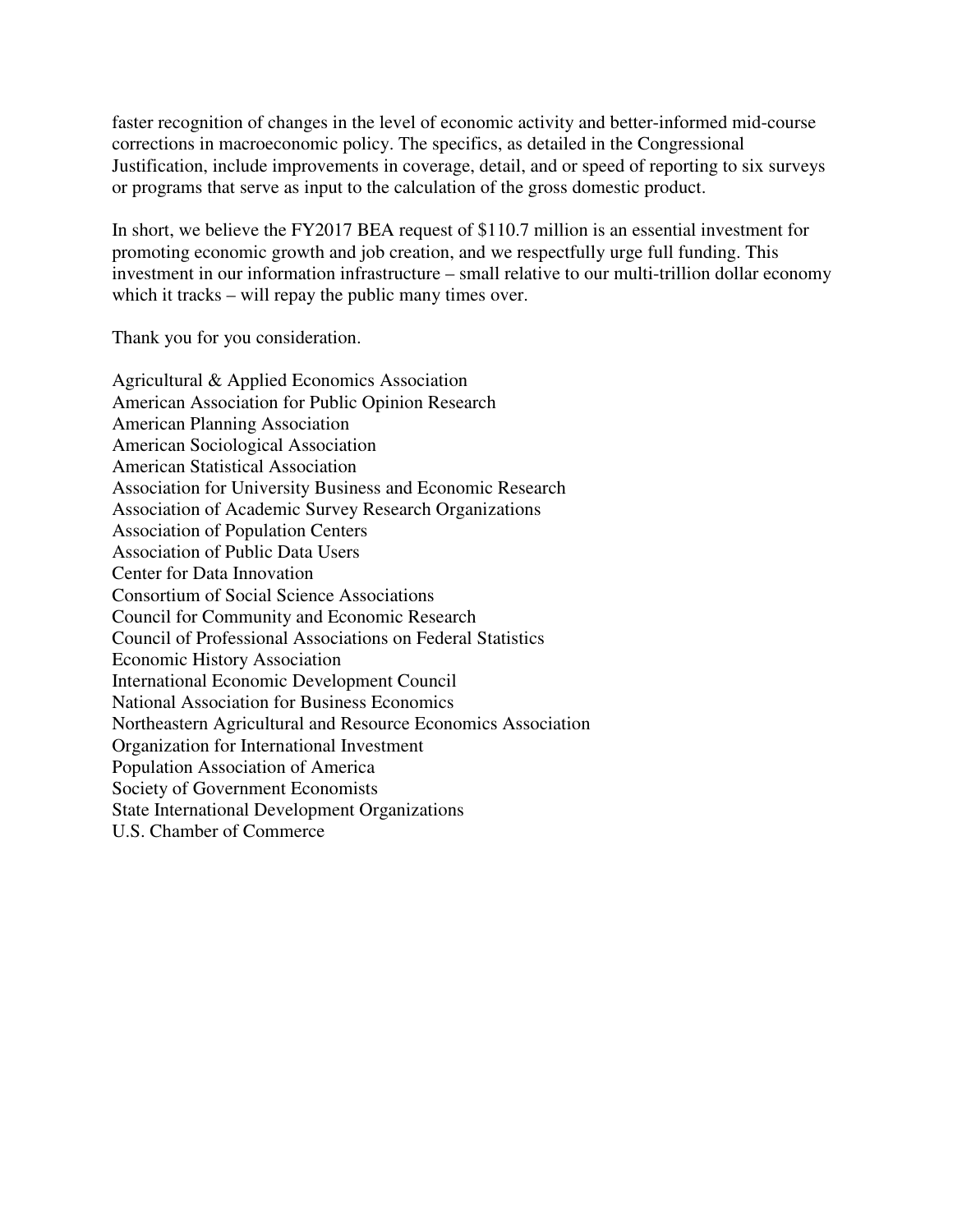faster recognition of changes in the level of economic activity and better-informed mid-course corrections in macroeconomic policy. The specifics, as detailed in the Congressional Justification, include improvements in coverage, detail, and or speed of reporting to six surveys or programs that serve as input to the calculation of the gross domestic product.

In short, we believe the FY2017 BEA request of $110.7 million is an essential investment for promoting economic growth and job creation, and we respectfully urge full funding. This investment in our information infrastructure – small relative to our multi-trillion dollar economy which it tracks – will repay the public many times over.

Thank you for you consideration.

Agricultural & Applied Economics Association
American Association for Public Opinion Research
American Planning Association
American Sociological Association
American Statistical Association
Association for University Business and Economic Research
Association of Academic Survey Research Organizations
Association of Population Centers
Association of Public Data Users
Center for Data Innovation
Consortium of Social Science Associations
Council for Community and Economic Research
Council of Professional Associations on Federal Statistics
Economic History Association
International Economic Development Council
National Association for Business Economics
Northeastern Agricultural and Resource Economics Association
Organization for International Investment
Population Association of America
Society of Government Economists
State International Development Organizations
U.S. Chamber of Commerce